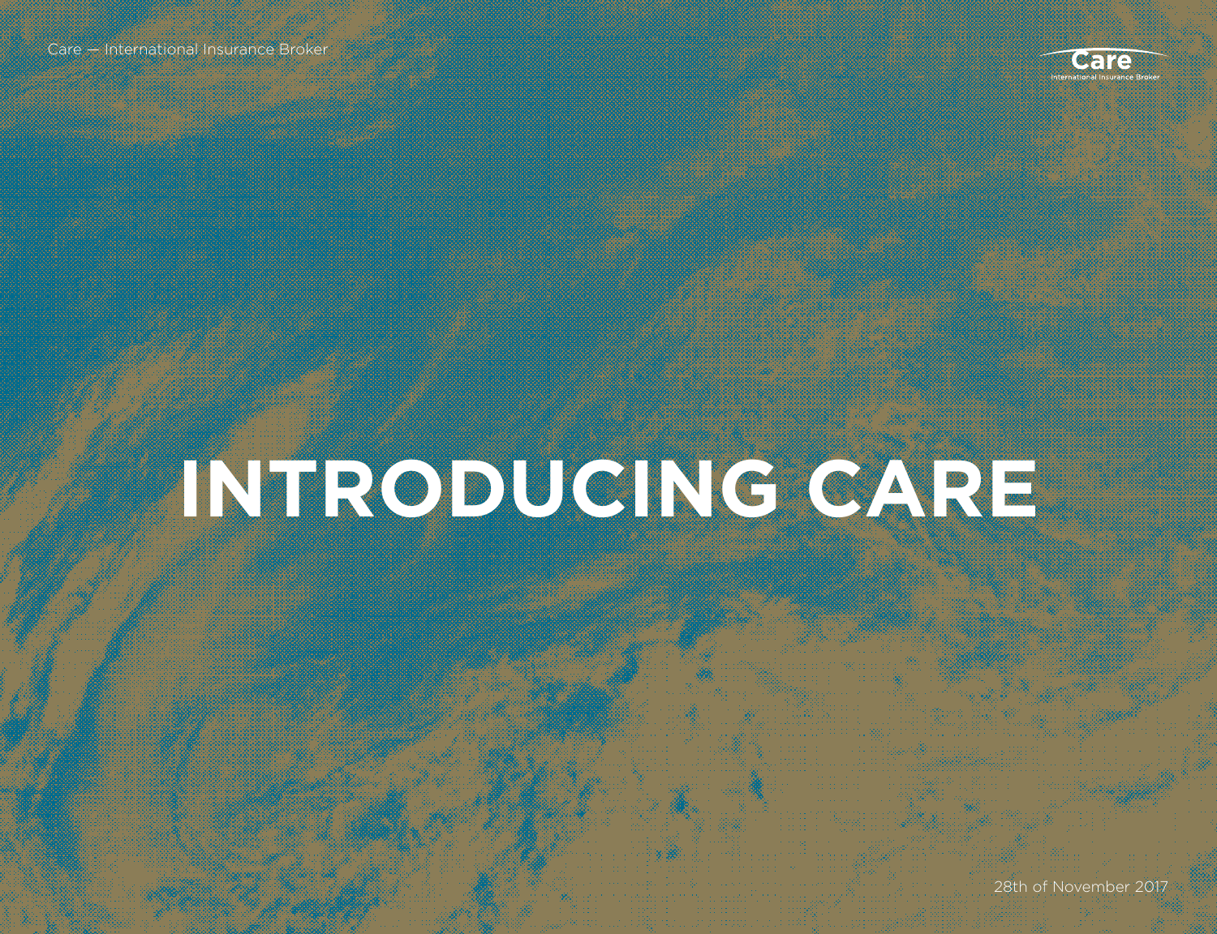# INTRODUCING CARE

28th of November 2017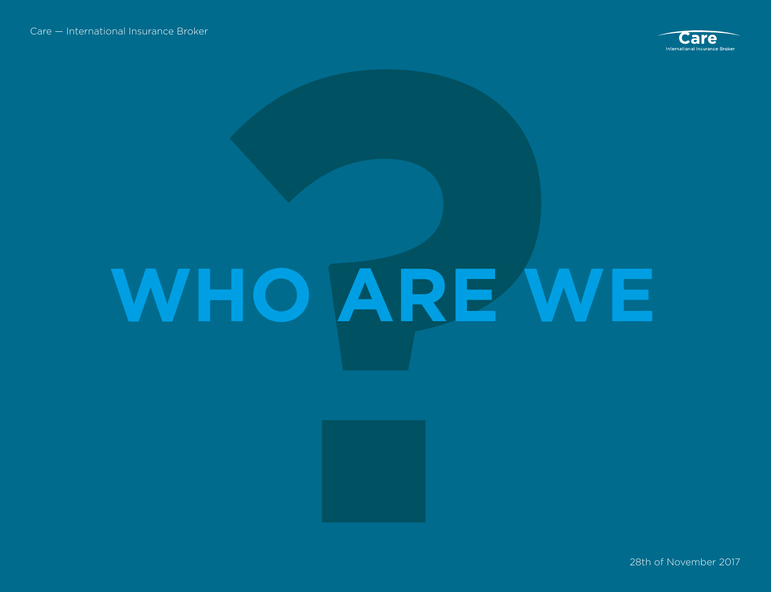# WHO ARE WE

28th of November 2017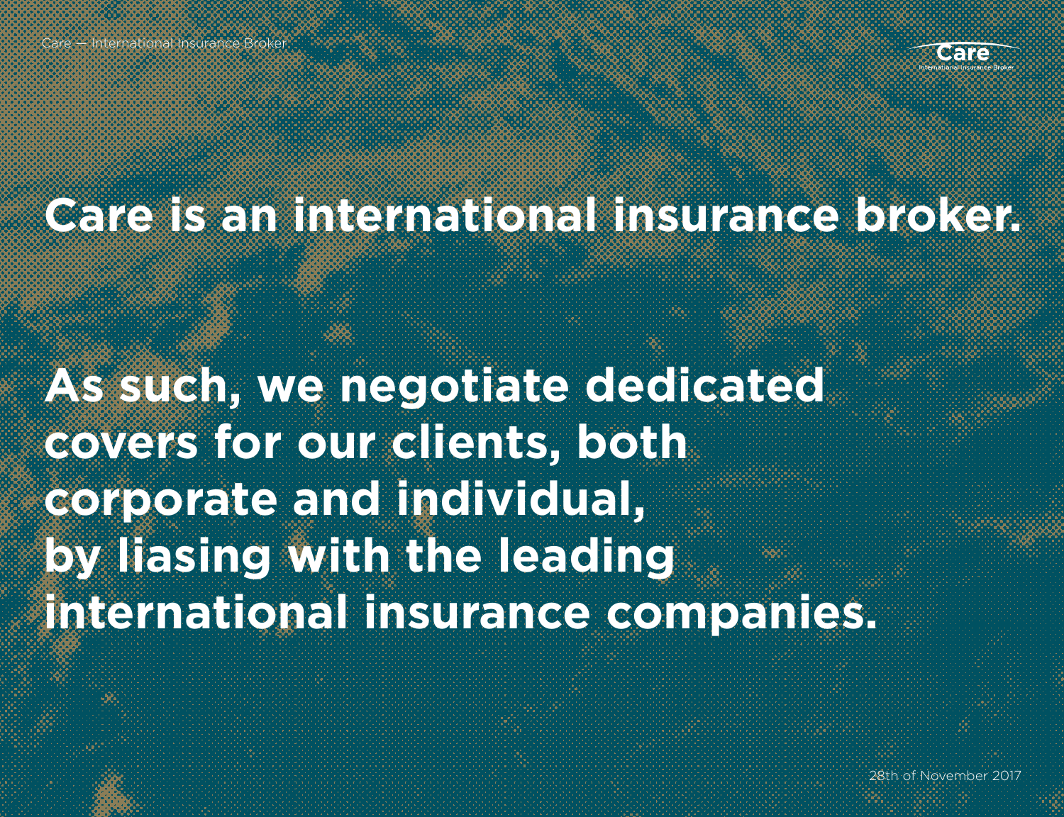# Care is an international insurance broker.

## As such, we negotiate dedicated covers for our clients, both corporate and individual, by liasing with the leading international insurance companies.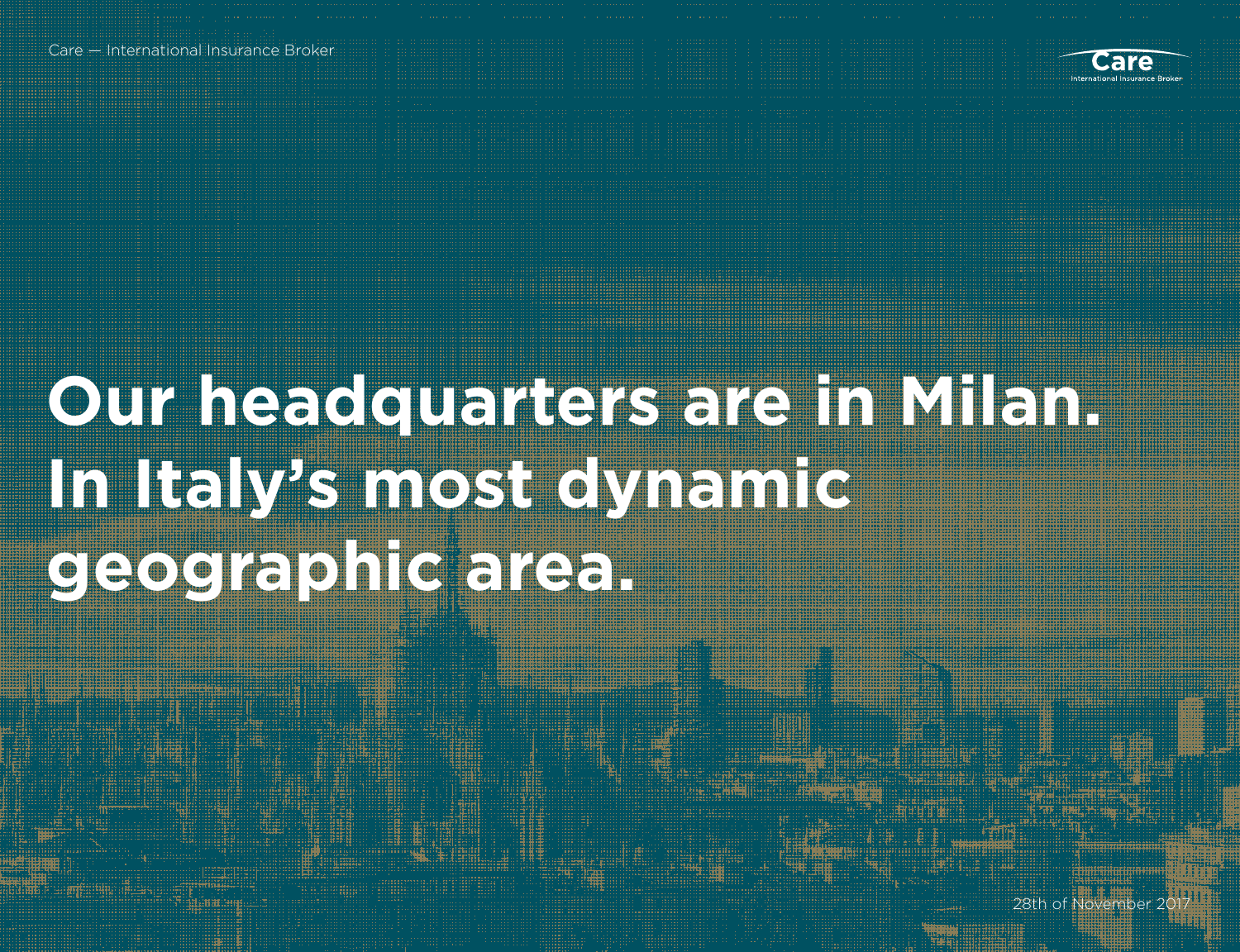# Our headquarters are in Milan. In Italy's most dynamic geographic area.

28th of November 2017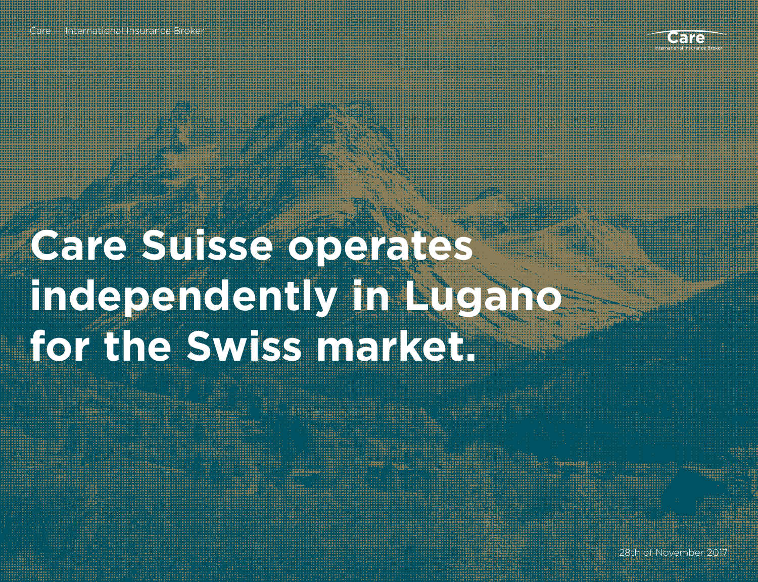# Care Suisse operates independently in Lugano for the Swiss market.

28th of November 2017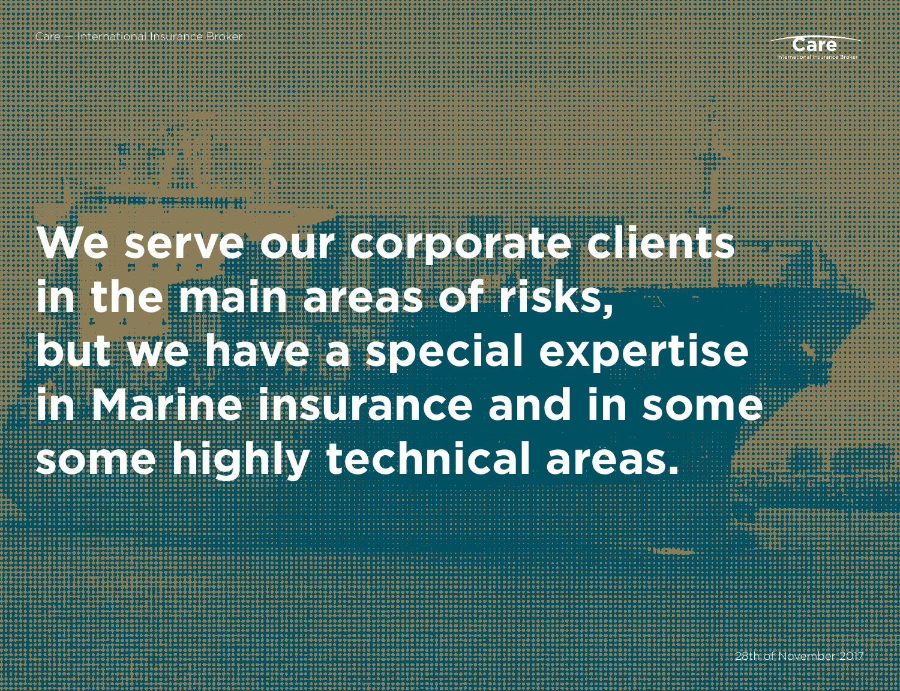We serve our corporate clients in the main areas of risks, but we have a special expertise in Marine insurance and in some some highly technical areas.

28th of November 2017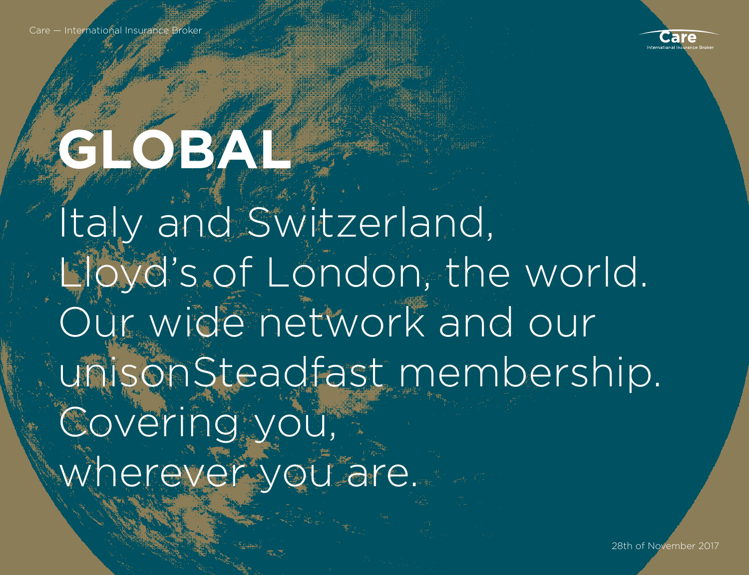# GLOBAL

Italy and Switzerland, Lloyd's of London, the world. Our wide network and our unisonSteadfast membership. Covering you, wherever you are.

28th of November 2017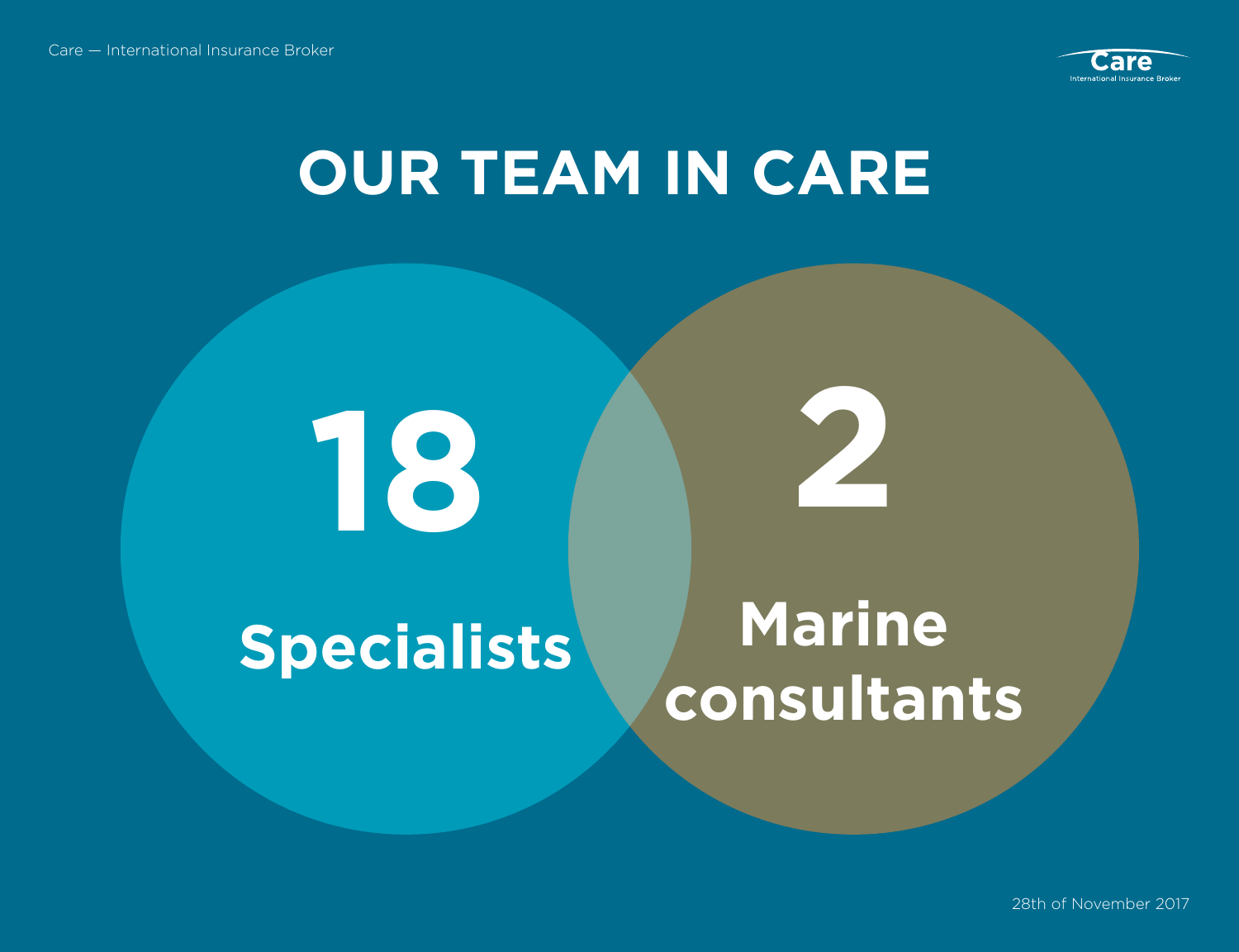# OUR TEAM IN CARE

**18**

**Specialists**

**2**

**Marine consultants**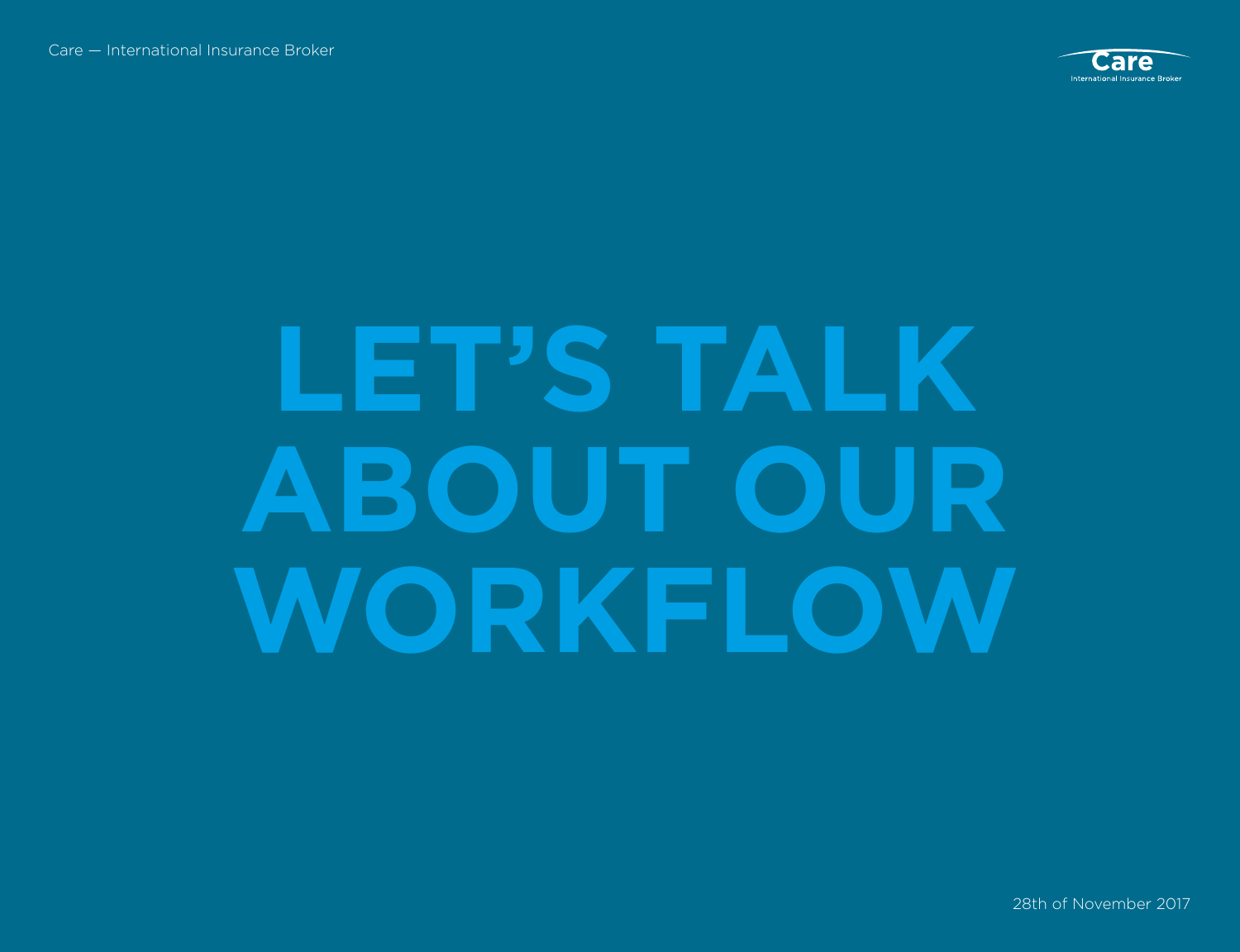# LET'S TALK ABOUT OUR WORKFLOW

28th of November 2017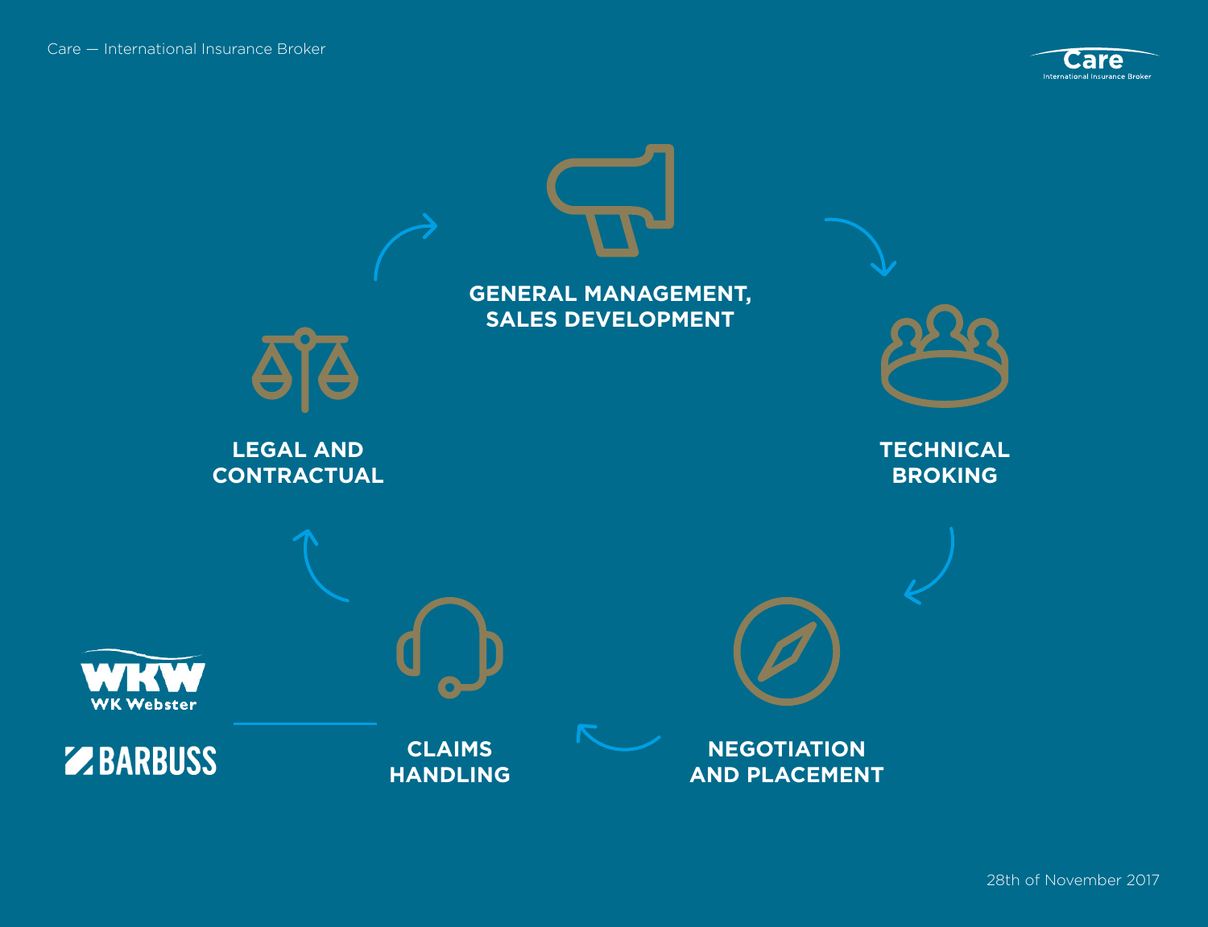GENERAL MANAGEMENT, SALES DEVELOPMENT

TECHNICAL BROKING

NEGOTIATION AND PLACEMENT

CLAIMS HANDLING

LEGAL AND CONTRACTUAL

WKW WK Webster

BARBUSS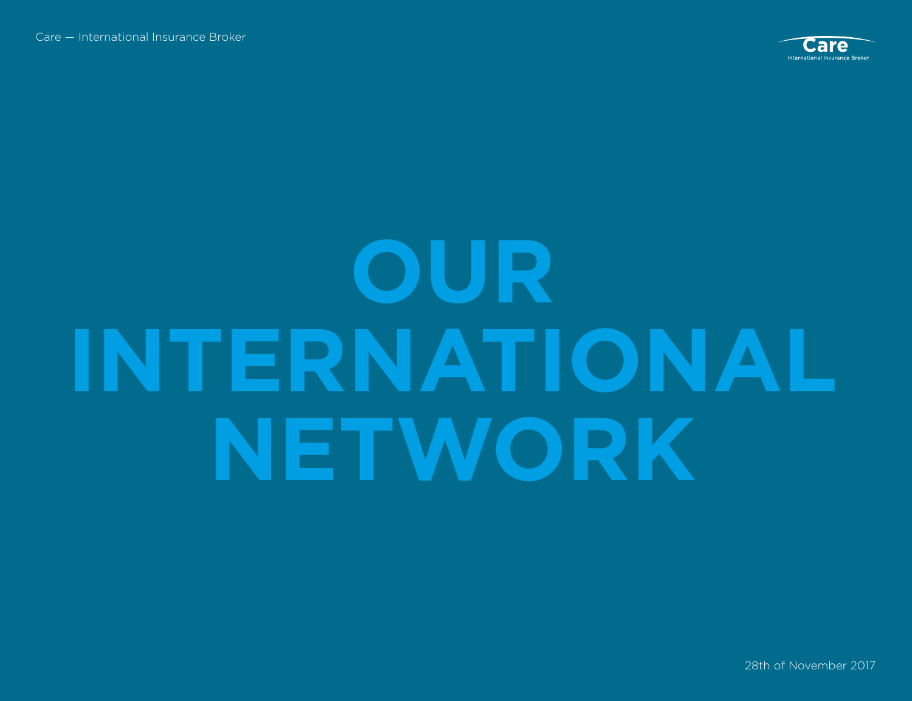# OUR INTERNATIONAL NETWORK

28th of November 2017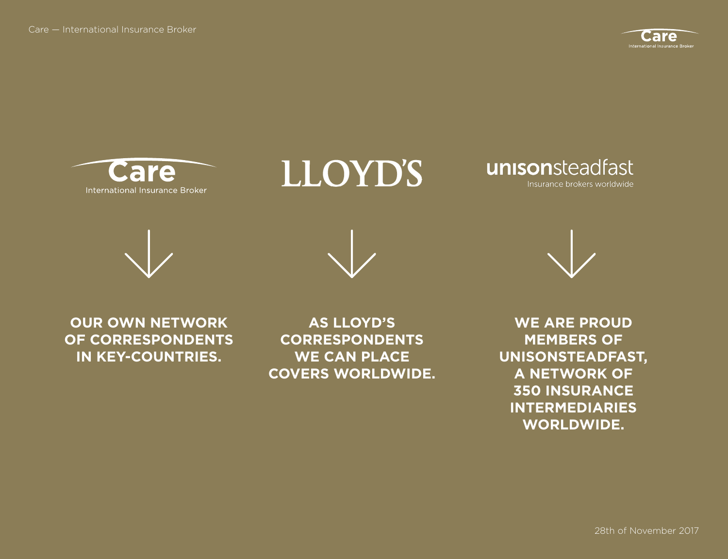Care
International Insurance Broker

**OUR OWN NETWORK OF CORRESPONDENTS IN KEY-COUNTRIES.**

LLOYD'S

**AS LLOYD'S CORRESPONDENTS WE CAN PLACE COVERS WORLDWIDE.**

unisonsteadfast
Insurance brokers worldwide

**WE ARE PROUD MEMBERS OF UNISONSTEADFAST, A NETWORK OF 350 INSURANCE INTERMEDIARIES WORLDWIDE.**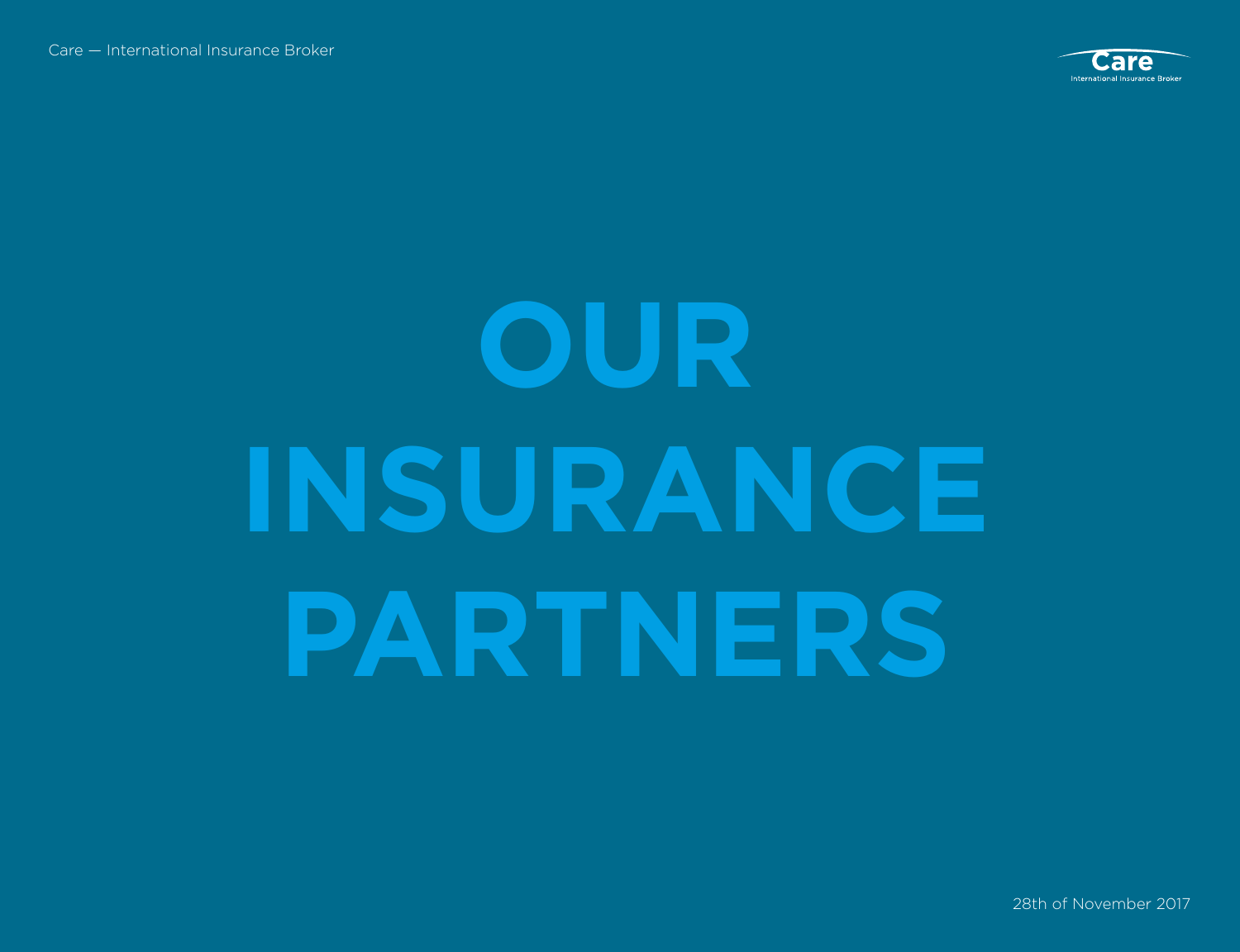# OUR INSURANCE PARTNERS

28th of November 2017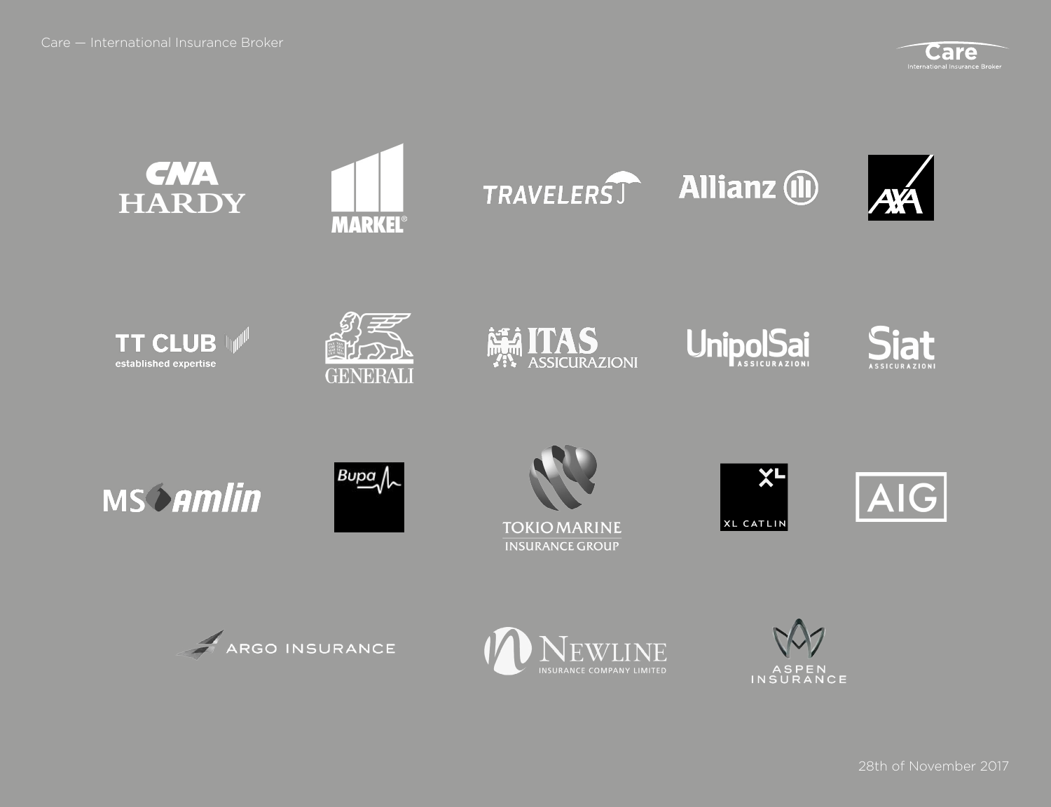CNA HARDY

MARKEL

TRAVELERS

Allianz

AXA

TT CLUB established expertise

GENERALI

ITAS ASSICURAZIONI

UnipolSai ASSICURAZIONI

Siat ASSICURAZIONI

MS Amlin

Bupa

TOKIO MARINE INSURANCE GROUP

XL CATLIN

AIG

ARGO INSURANCE

NEWLINE INSURANCE COMPANY LIMITED

ASPEN INSURANCE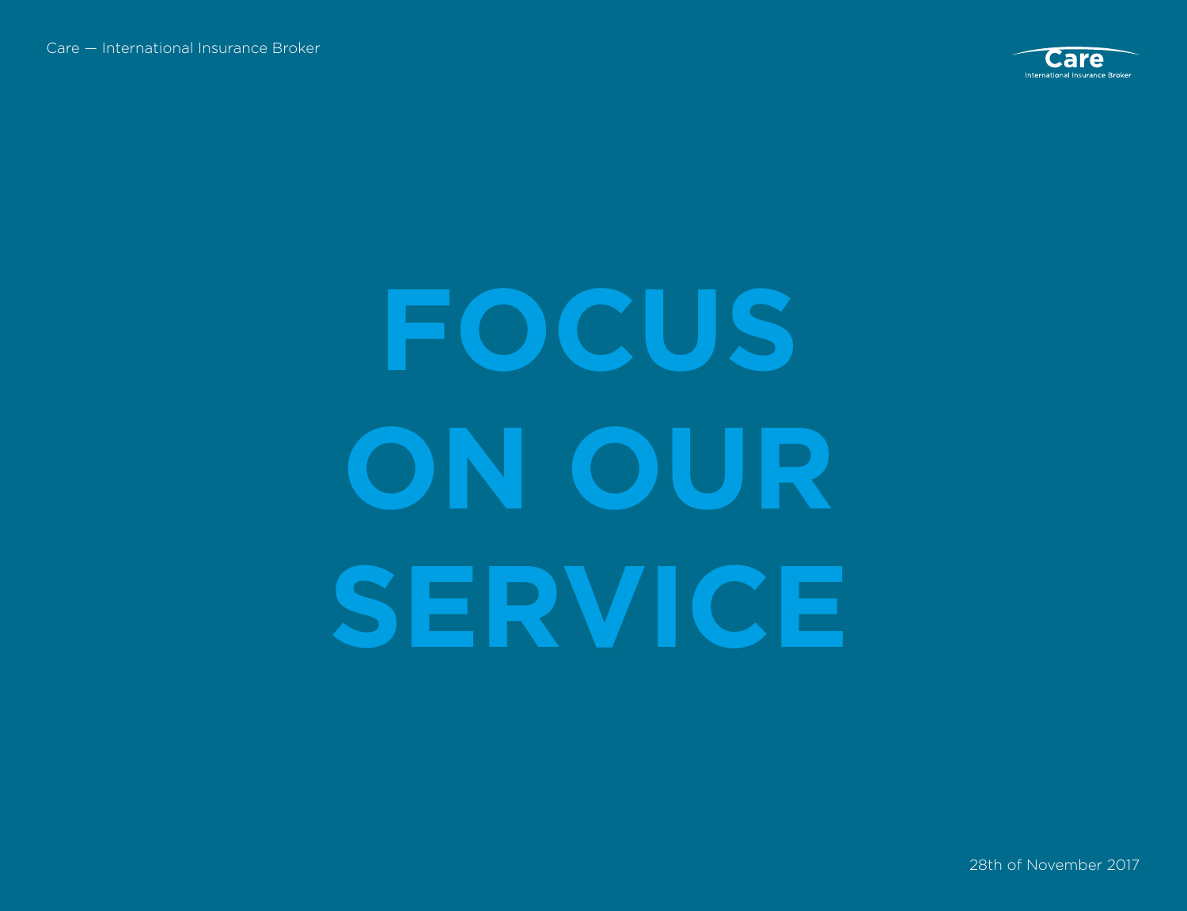# FOCUS ON OUR SERVICE

28th of November 2017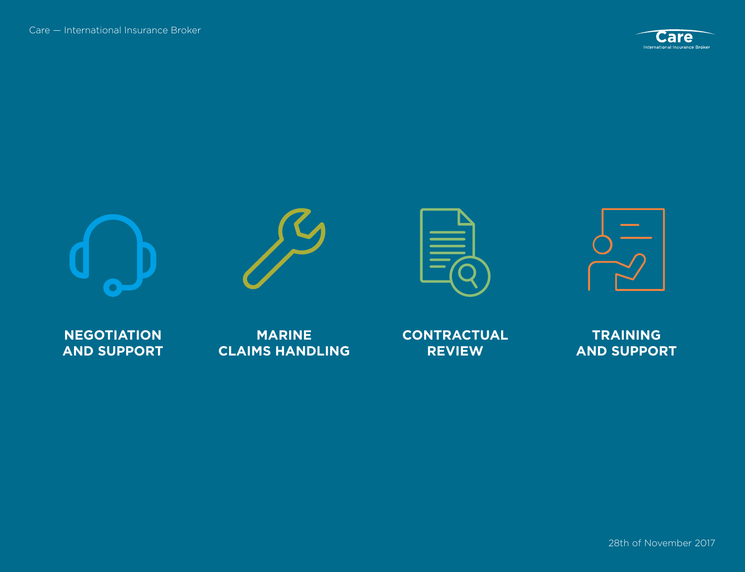**NEGOTIATION AND SUPPORT**

**MARINE CLAIMS HANDLING**

**CONTRACTUAL REVIEW**

**TRAINING AND SUPPORT**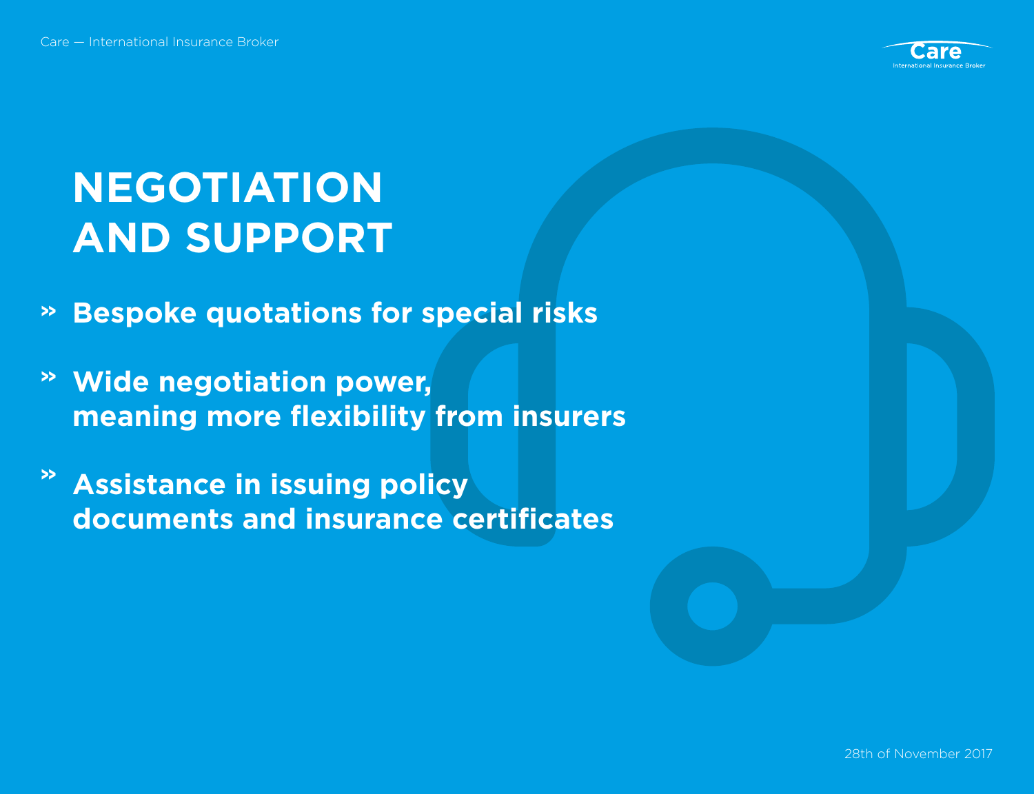# NEGOTIATION AND SUPPORT

- **Bespoke quotations for special risks**
- **Wide negotiation power, meaning more flexibility from insurers**
- **Assistance in issuing policy documents and insurance certificates**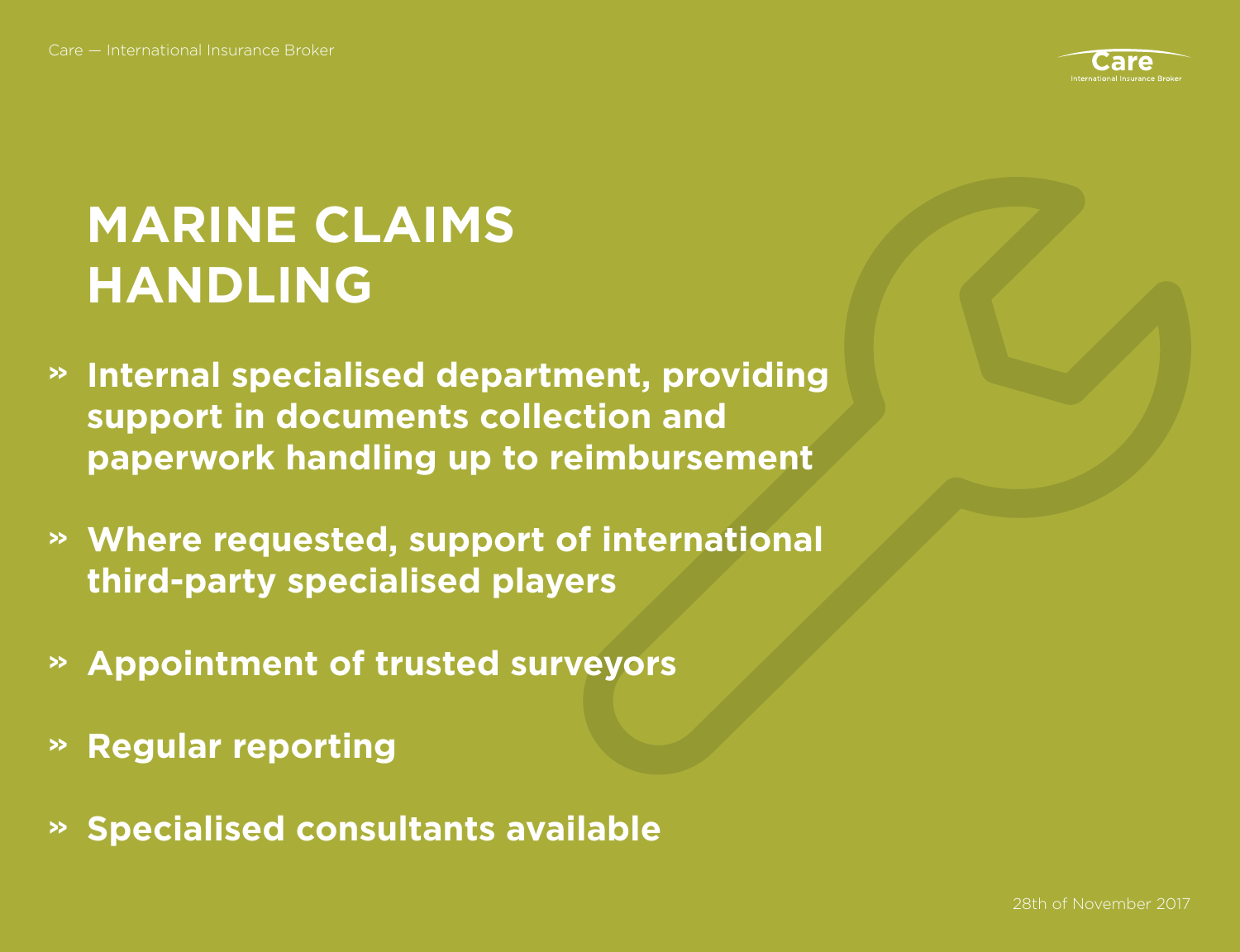# MARINE CLAIMS HANDLING

- **Internal specialised department, providing support in documents collection and paperwork handling up to reimbursement**
- **Where requested, support of international third-party specialised players**
- **Appointment of trusted surveyors**
- **Regular reporting**
- **Specialised consultants available**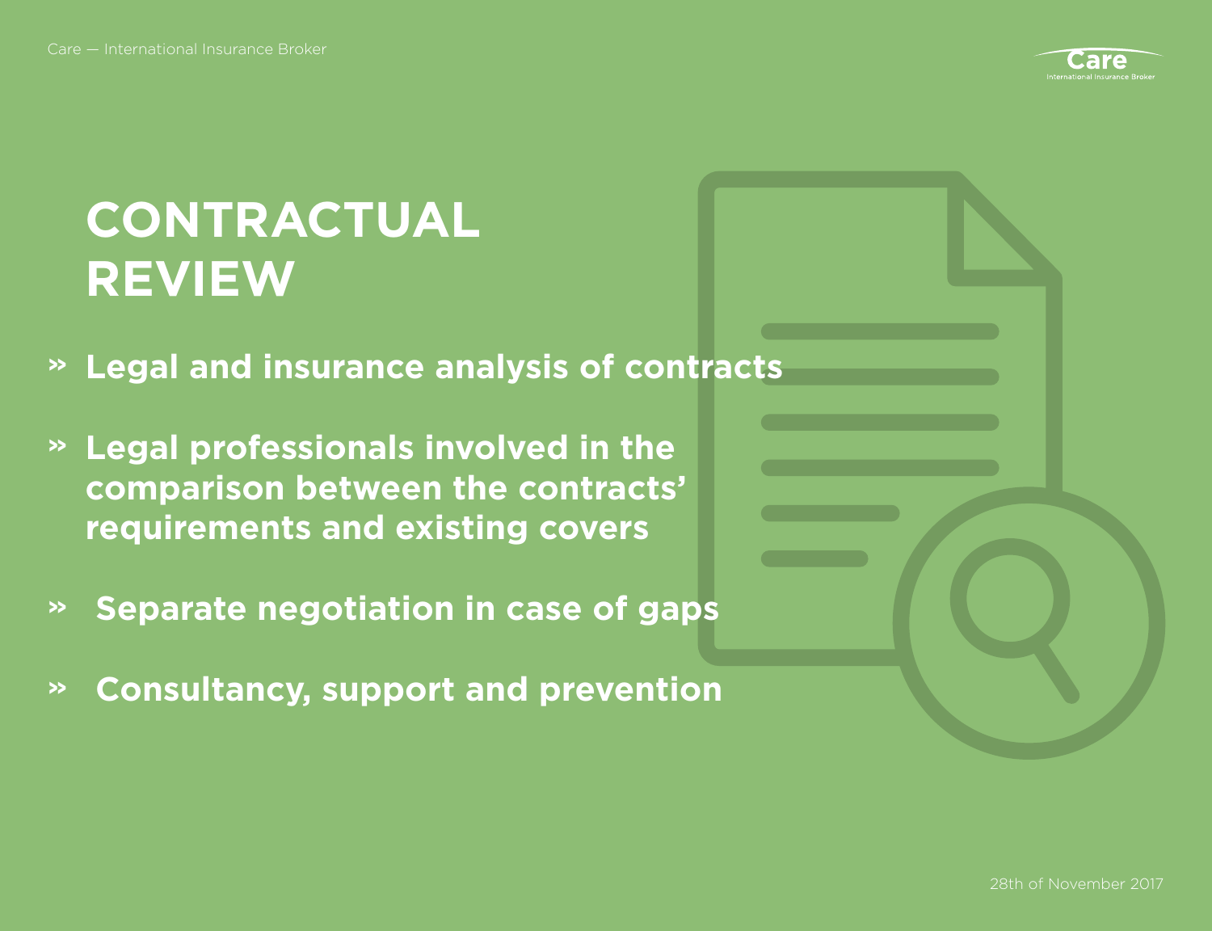# CONTRACTUAL REVIEW

- **Legal and insurance analysis of contracts**
- **Legal professionals involved in the comparison between the contracts' requirements and existing covers**
- **Separate negotiation in case of gaps**
- **Consultancy, support and prevention**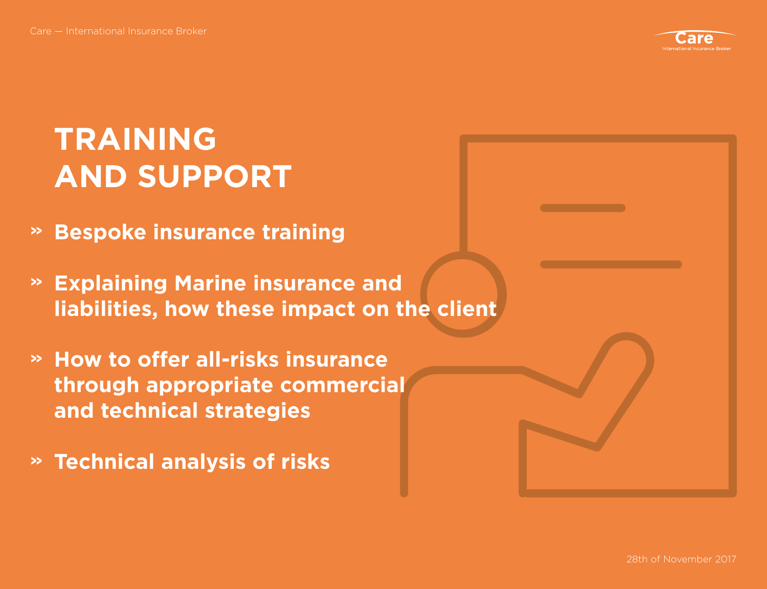# TRAINING AND SUPPORT

- **Bespoke insurance training**
- **Explaining Marine insurance and liabilities, how these impact on the client**
- **How to offer all-risks insurance through appropriate commercial and technical strategies**
- **Technical analysis of risks**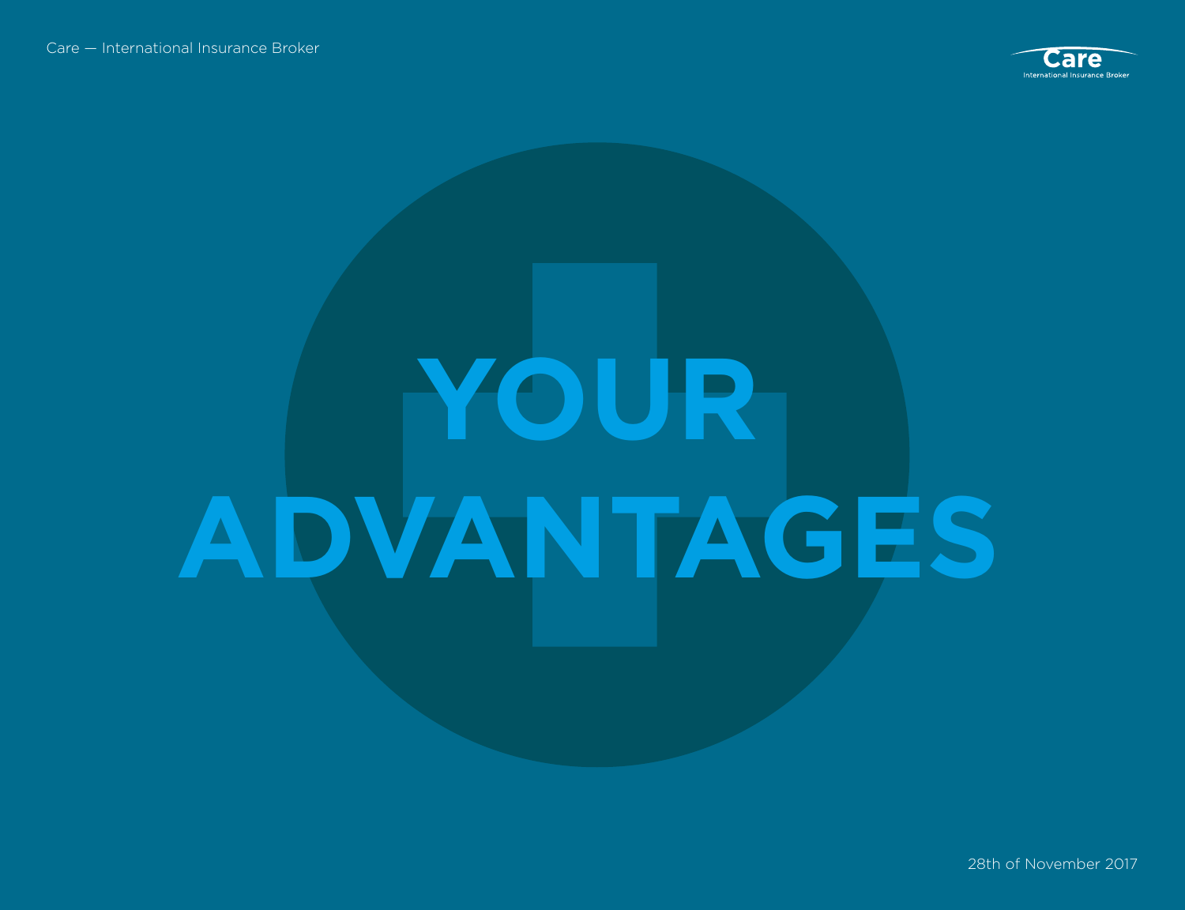# YOUR ADVANTAGES

28th of November 2017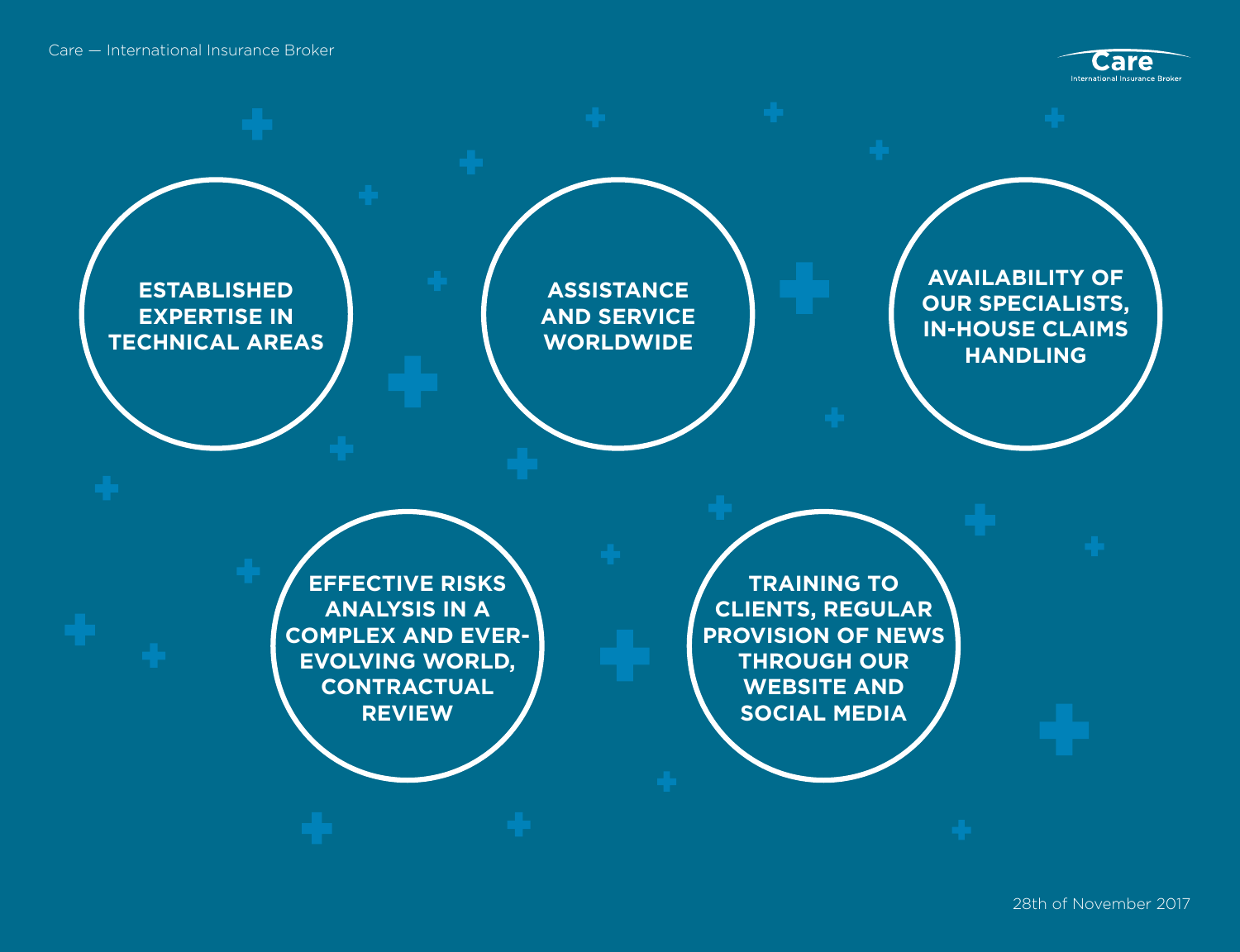**ESTABLISHED EXPERTISE IN TECHNICAL AREAS**

**ASSISTANCE AND SERVICE WORLDWIDE**

**AVAILABILITY OF OUR SPECIALISTS, IN-HOUSE CLAIMS HANDLING**

**EFFECTIVE RISKS ANALYSIS IN A COMPLEX AND EVER-EVOLVING WORLD, CONTRACTUAL REVIEW**

**TRAINING TO CLIENTS, REGULAR PROVISION OF NEWS THROUGH OUR WEBSITE AND SOCIAL MEDIA**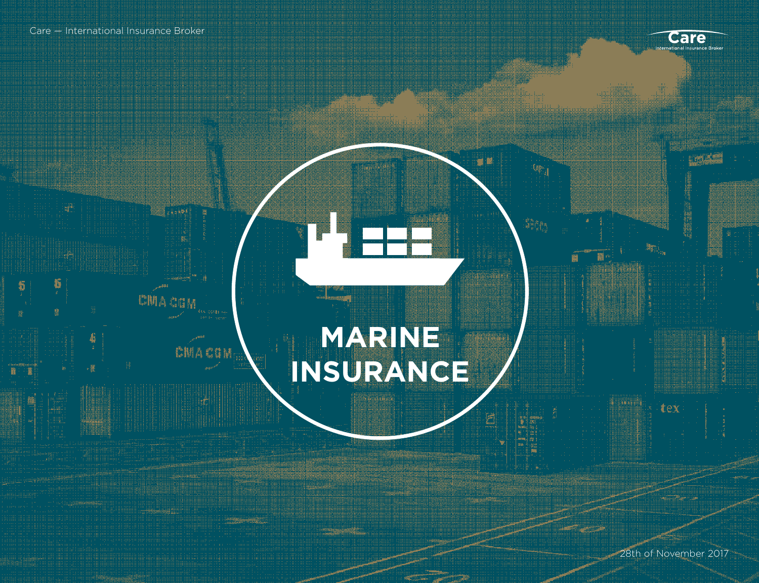# MARINE INSURANCE

28th of November 2017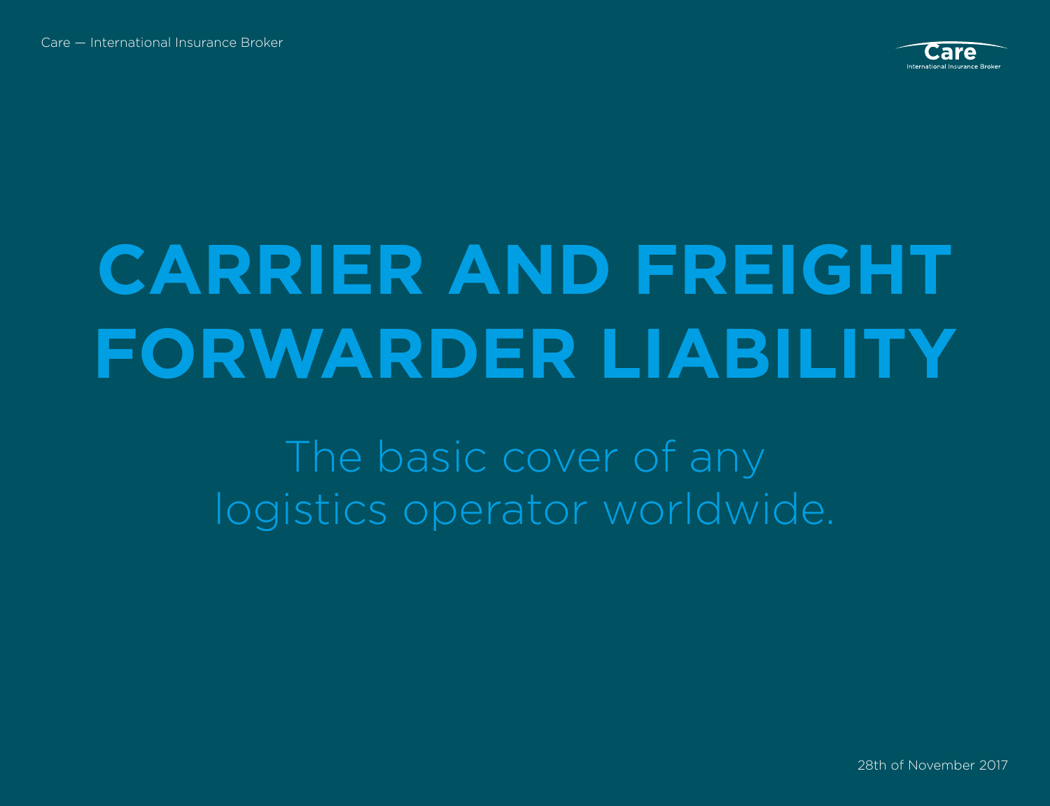# CARRIER AND FREIGHT FORWARDER LIABILITY

The basic cover of any logistics operator worldwide.

28th of November 2017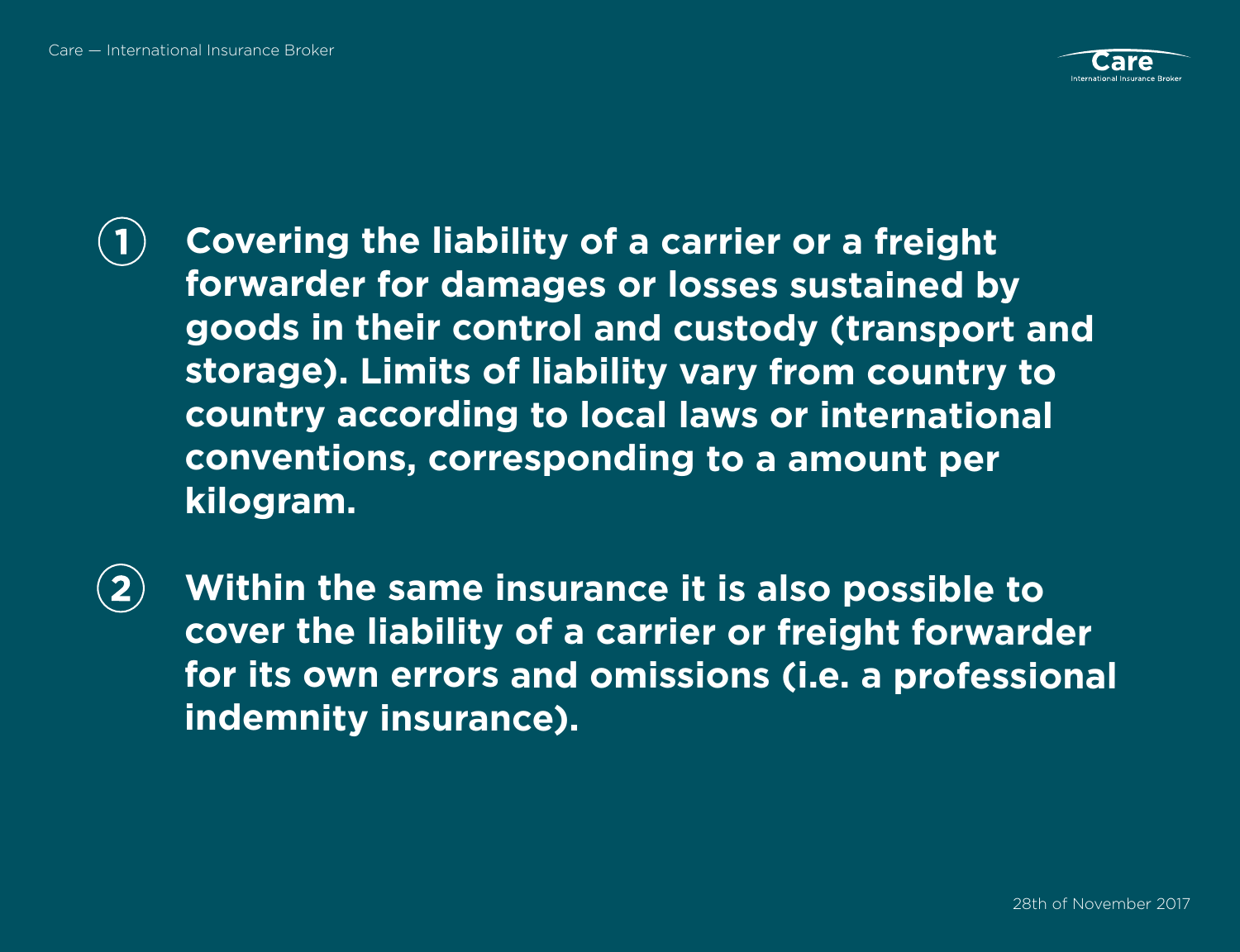1. **Covering the liability of a carrier or a freight forwarder for damages or losses sustained by goods in their control and custody (transport and storage). Limits of liability vary from country to country according to local laws or international conventions, corresponding to a amount per kilogram.**

2. **Within the same insurance it is also possible to cover the liability of a carrier or freight forwarder for its own errors and omissions (i.e. a professional indemnity insurance).**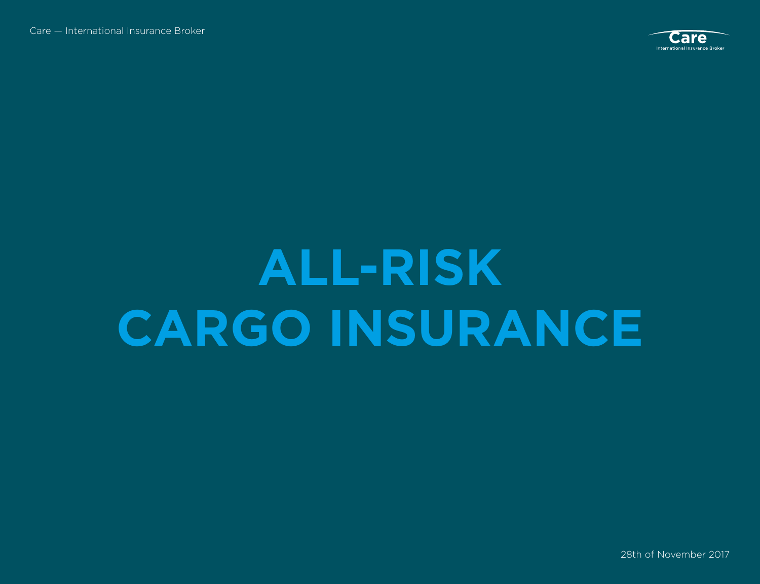# ALL-RISK CARGO INSURANCE

28th of November 2017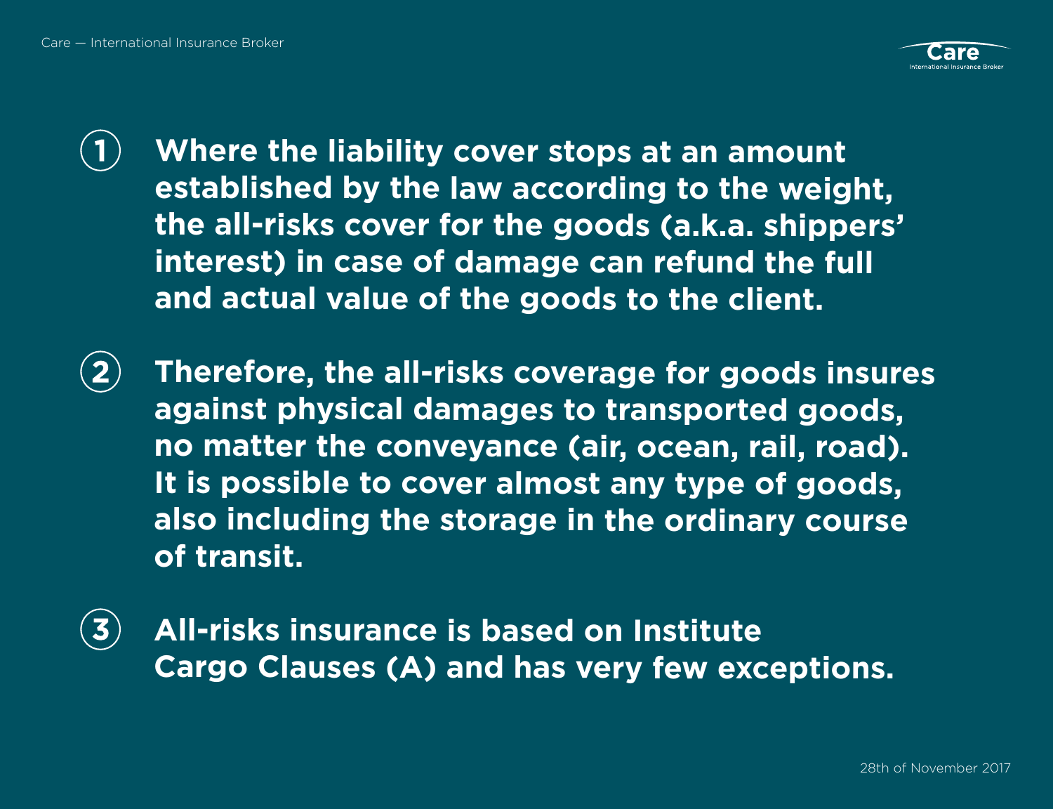1. **Where the liability cover stops at an amount established by the law according to the weight, the all-risks cover for the goods (a.k.a. shippers' interest) in case of damage can refund the full and actual value of the goods to the client.**

2. **Therefore, the all-risks coverage for goods insures against physical damages to transported goods, no matter the conveyance (air, ocean, rail, road). It is possible to cover almost any type of goods, also including the storage in the ordinary course of transit.**

3. **All-risks insurance is based on Institute Cargo Clauses (A) and has very few exceptions.**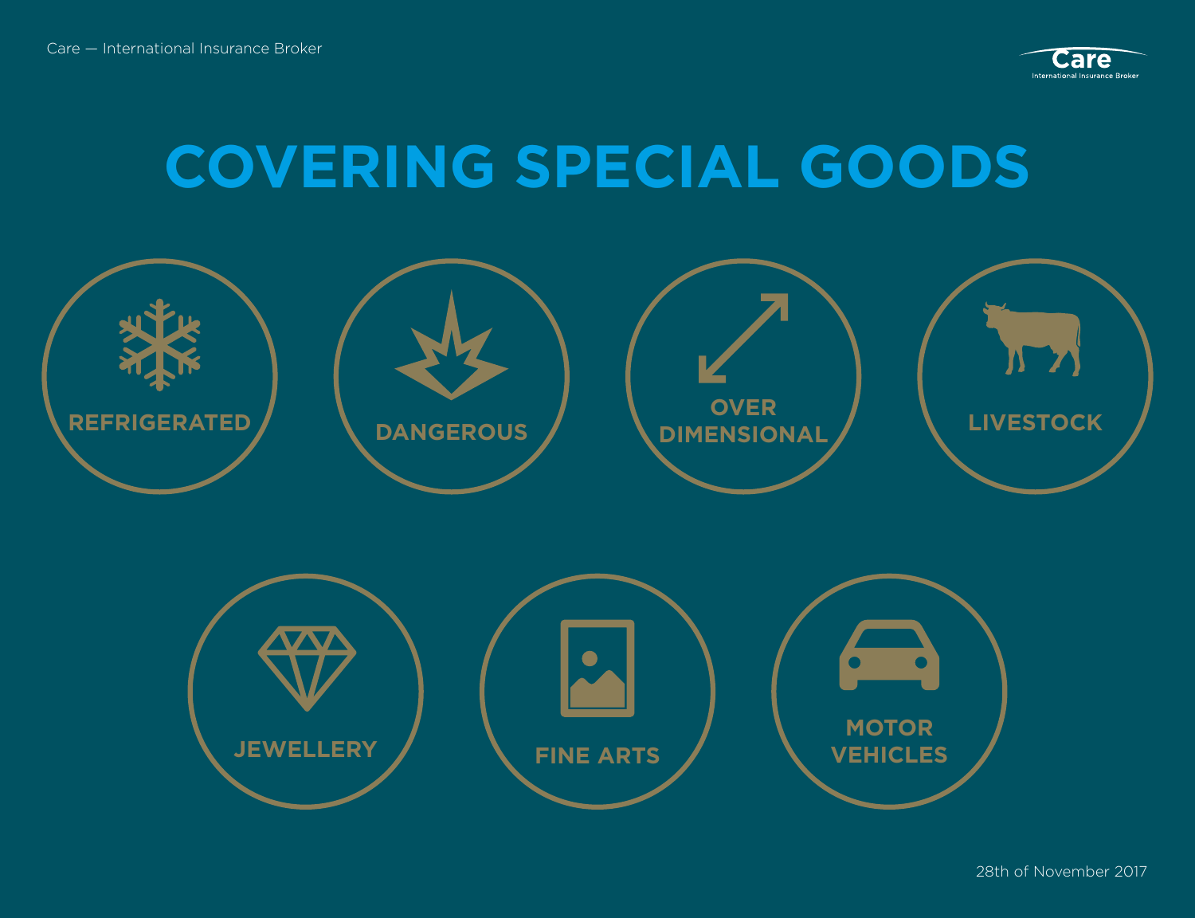# COVERING SPECIAL GOODS

- REFRIGERATED
- DANGEROUS
- OVER DIMENSIONAL
- LIVESTOCK
- JEWELLERY
- FINE ARTS
- MOTOR VEHICLES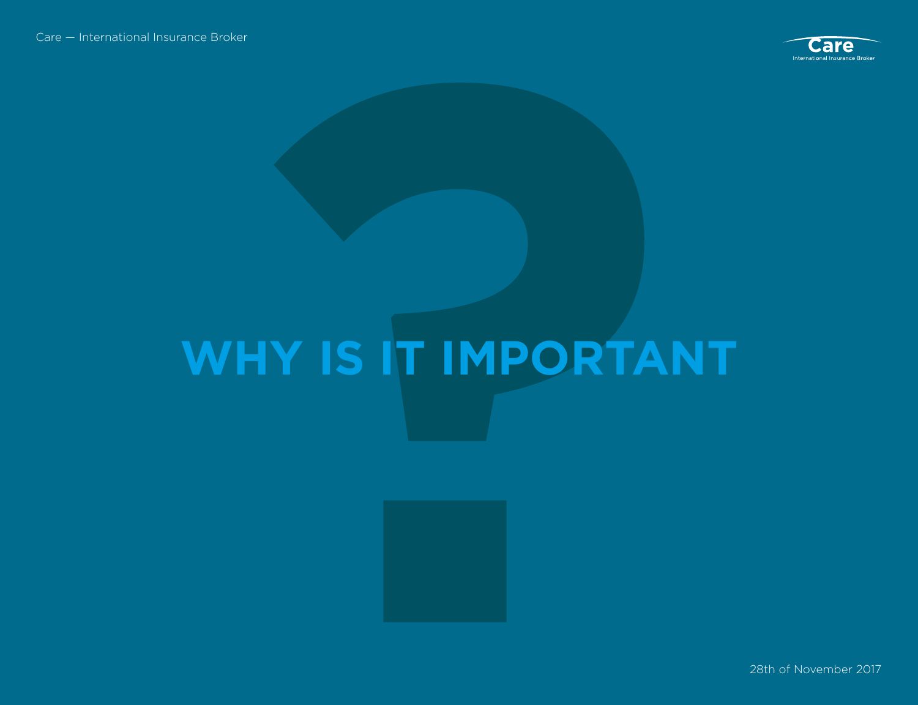# WHY IS IT IMPORTANT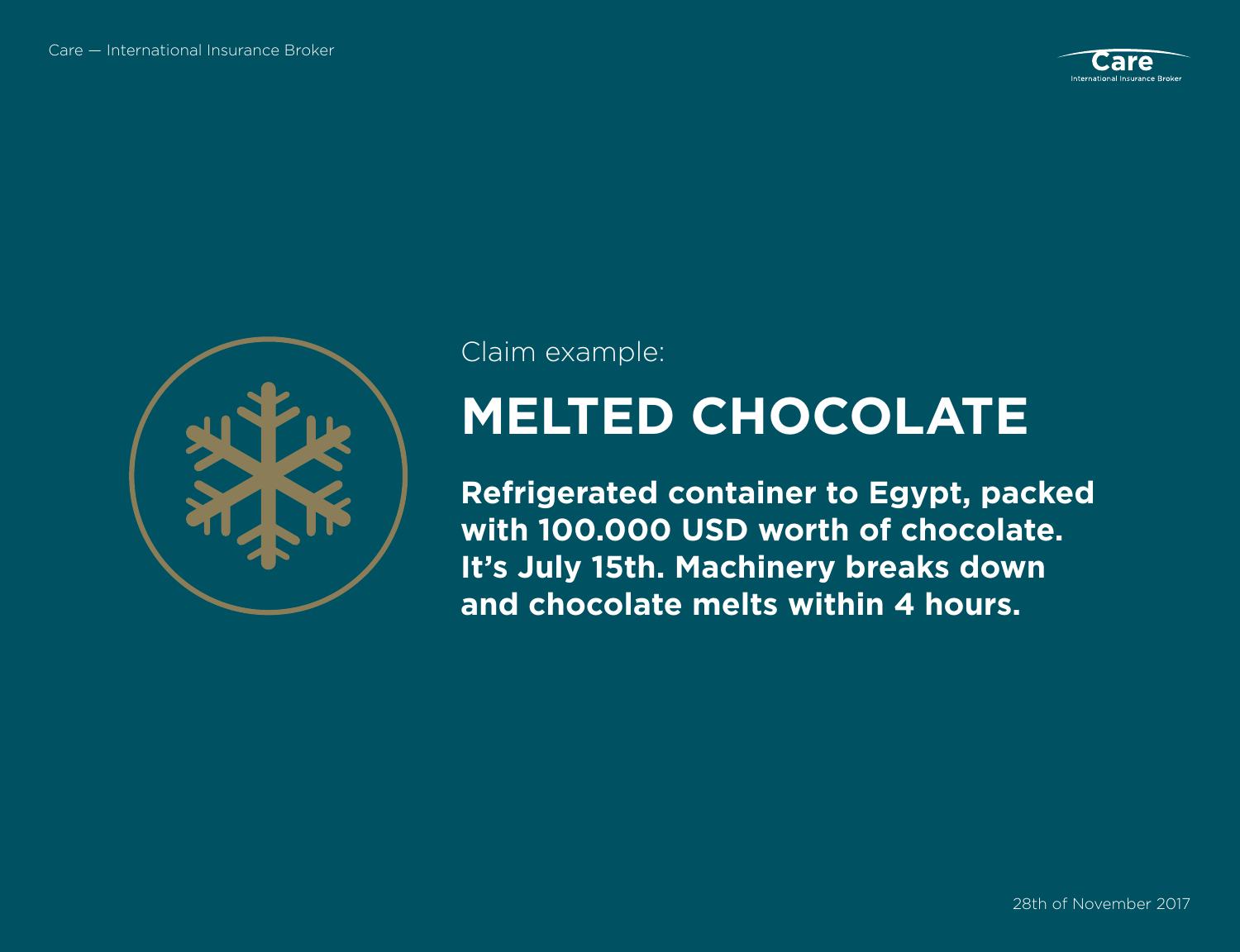Claim example:

# MELTED CHOCOLATE

**Refrigerated container to Egypt, packed with 100.000 USD worth of chocolate. It's July 15th. Machinery breaks down and chocolate melts within 4 hours.**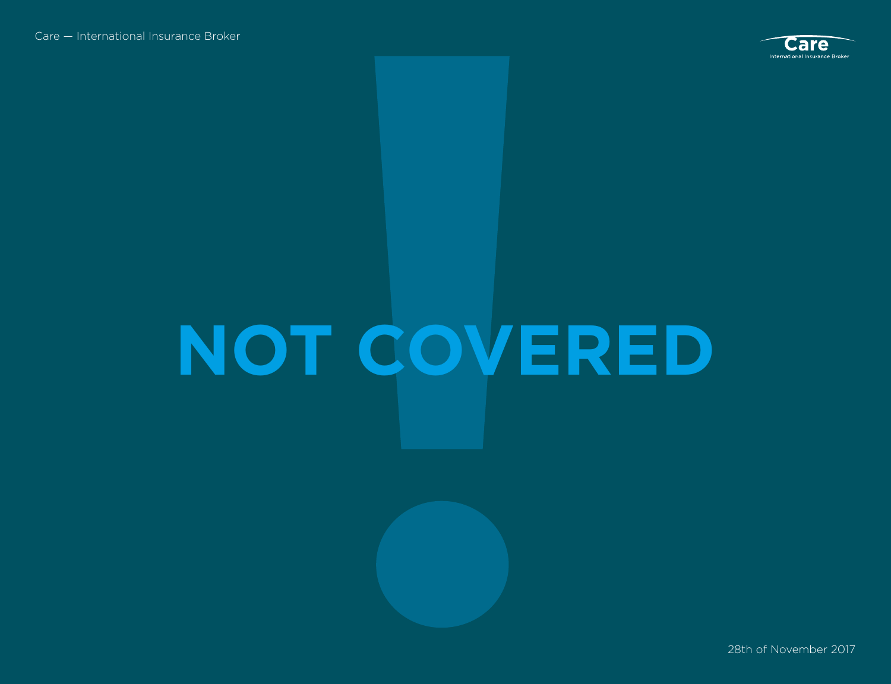# NOT COVERED

28th of November 2017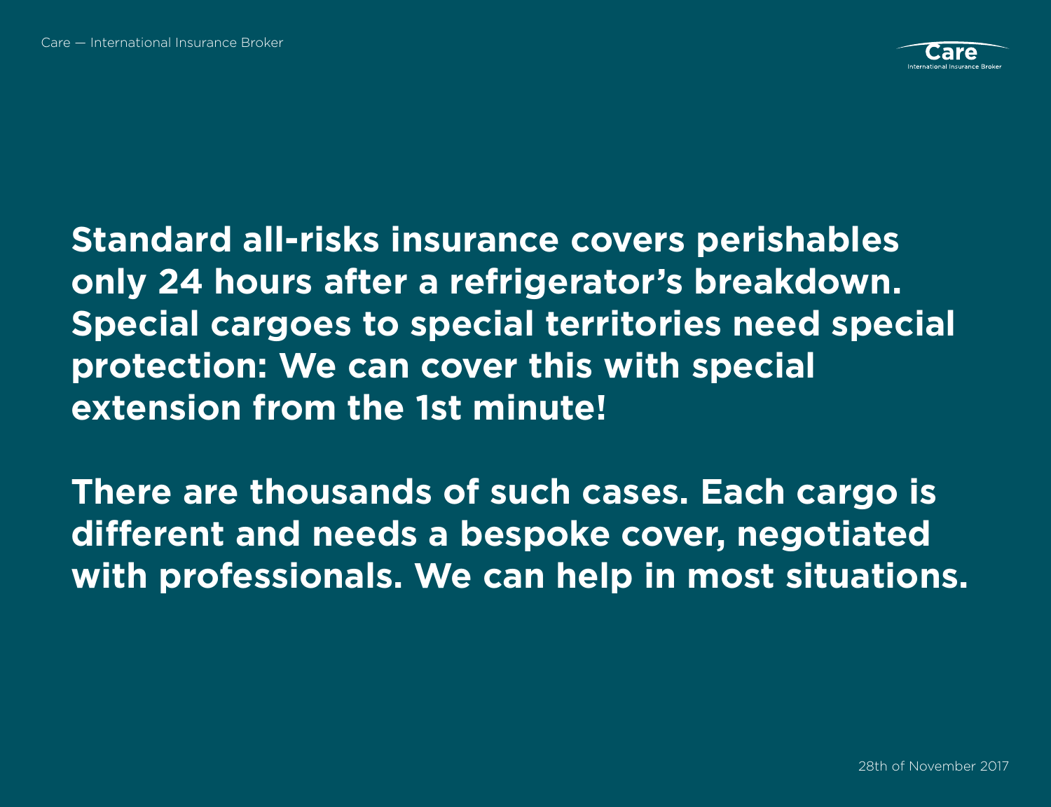**Standard all-risks insurance covers perishables only 24 hours after a refrigerator's breakdown. Special cargoes to special territories need special protection: We can cover this with special extension from the 1st minute!**

**There are thousands of such cases. Each cargo is different and needs a bespoke cover, negotiated with professionals. We can help in most situations.**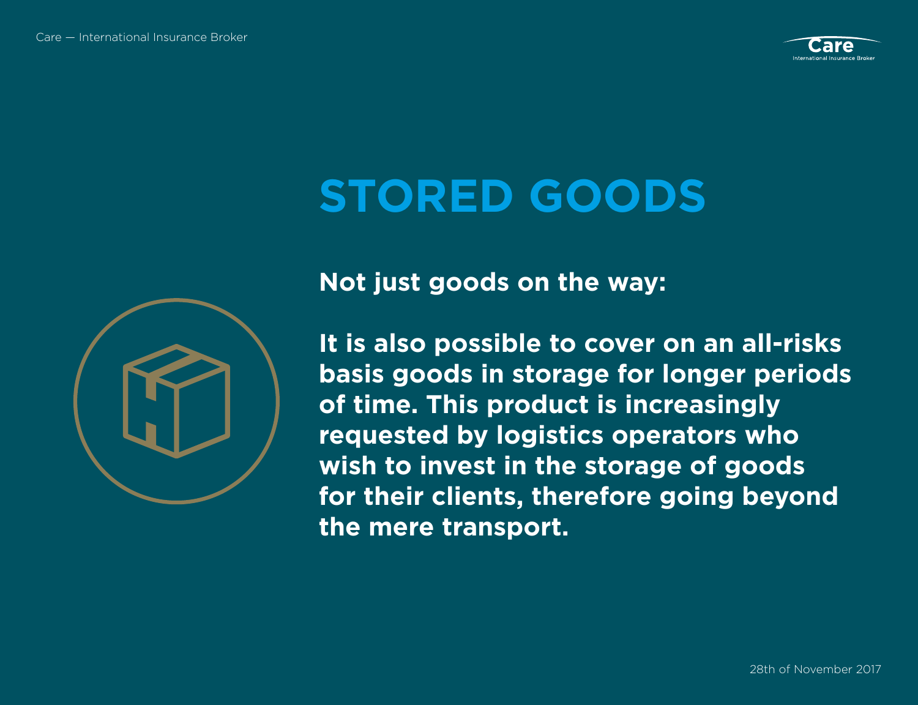# STORED GOODS

**Not just goods on the way:**

**It is also possible to cover on an all-risks basis goods in storage for longer periods of time. This product is increasingly requested by logistics operators who wish to invest in the storage of goods for their clients, therefore going beyond the mere transport.**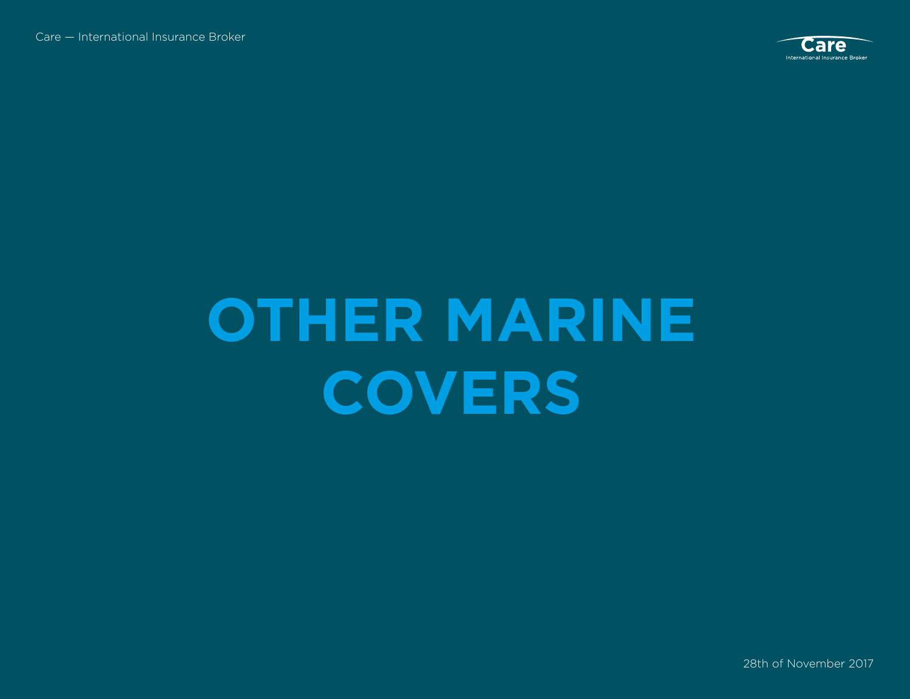# OTHER MARINE COVERS

28th of November 2017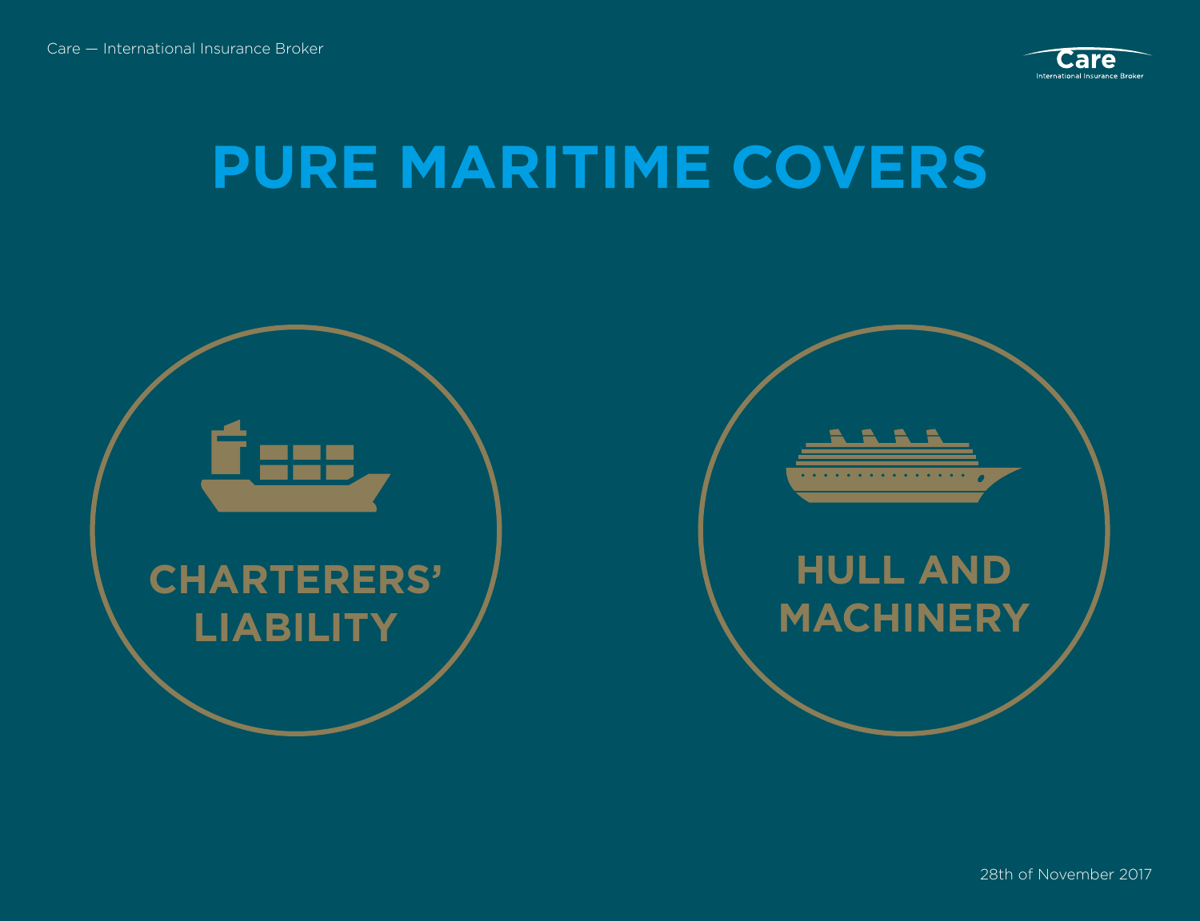# PURE MARITIME COVERS

**CHARTERERS' LIABILITY**

**HULL AND MACHINERY**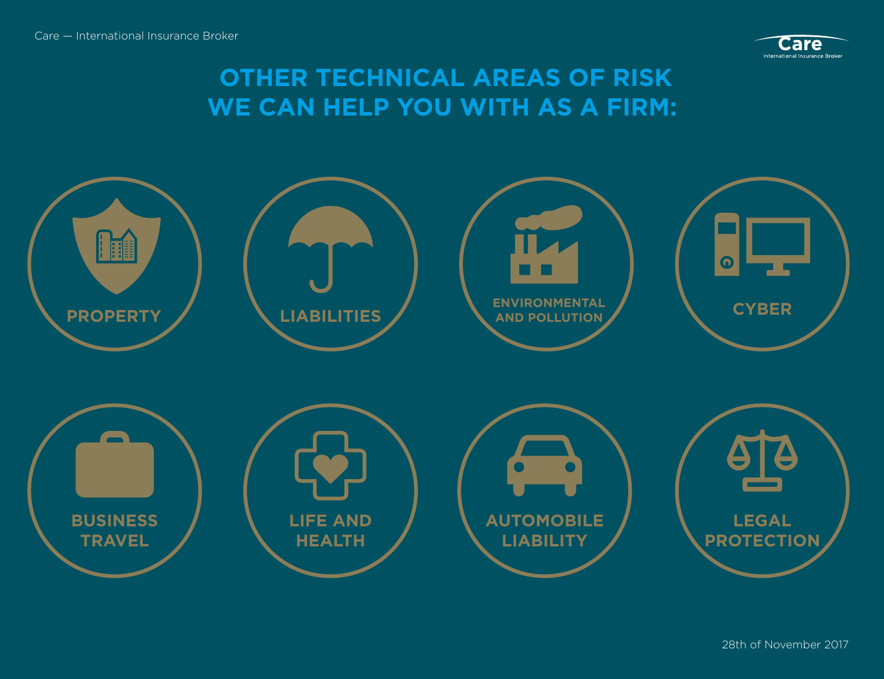# OTHER TECHNICAL AREAS OF RISK WE CAN HELP YOU WITH AS A FIRM:

- PROPERTY
- LIABILITIES
- ENVIRONMENTAL AND POLLUTION
- CYBER
- BUSINESS TRAVEL
- LIFE AND HEALTH
- AUTOMOBILE LIABILITY
- LEGAL PROTECTION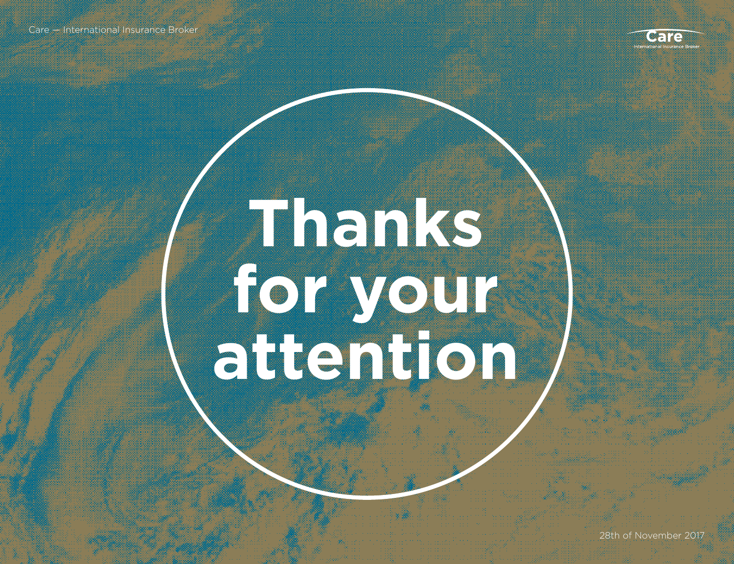# Thanks for your attention

28th of November 2017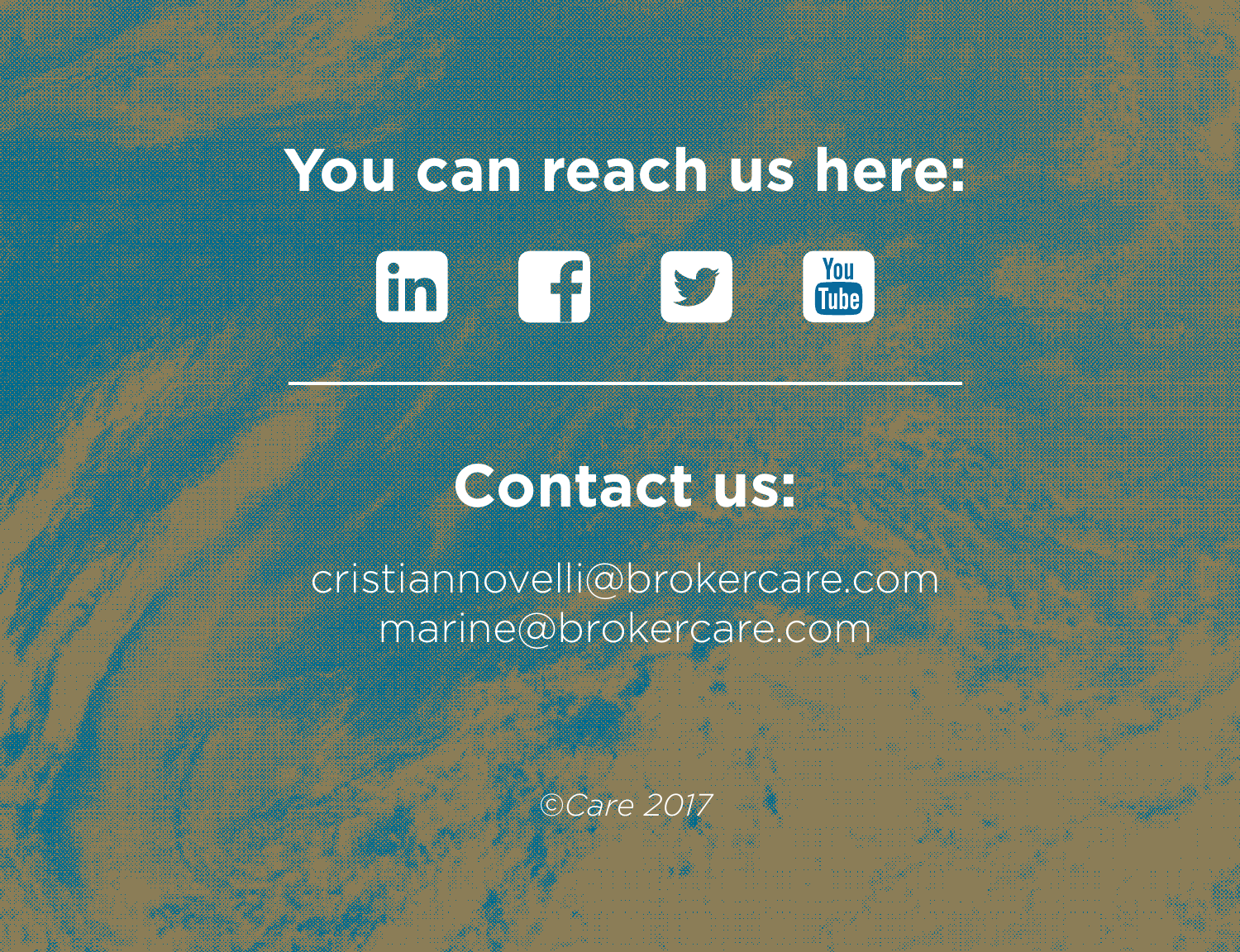# You can reach us here:

---

# Contact us:

cristiannovelli@brokercare.com
marine@brokercare.com

*©Care 2017*